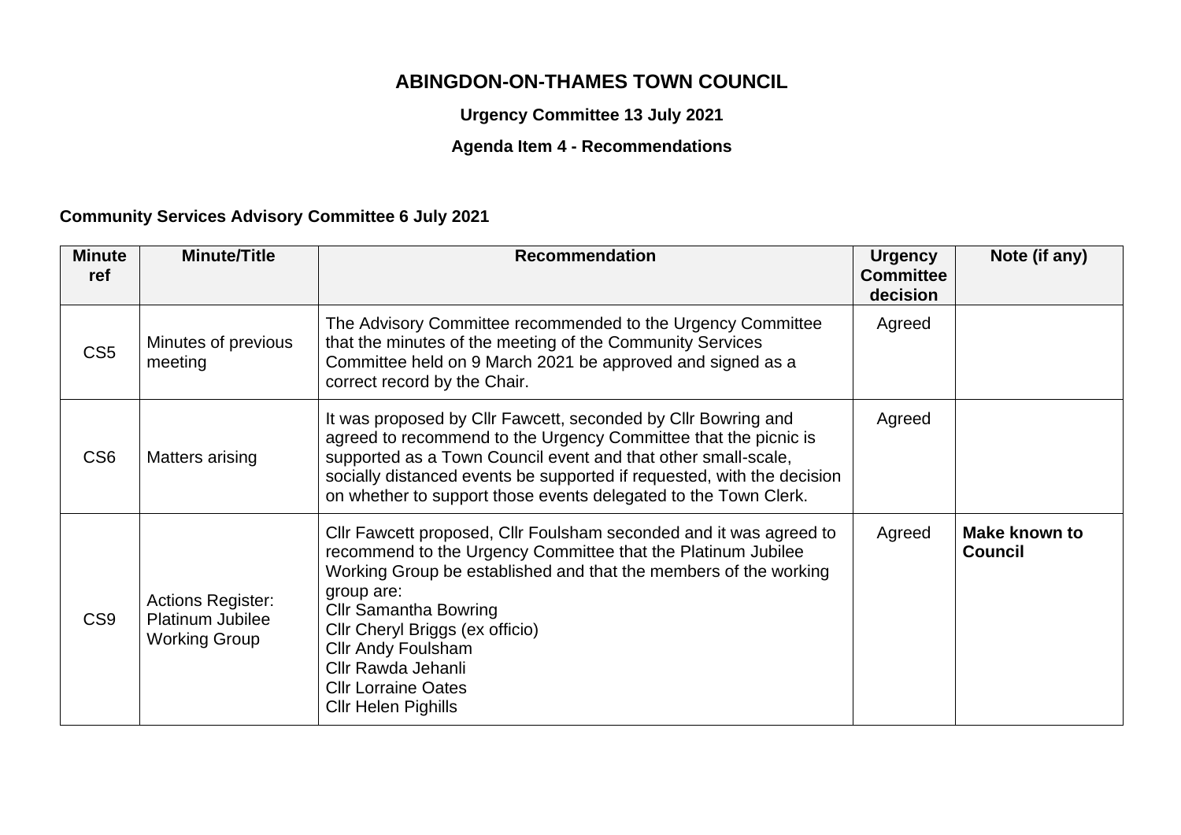# ABINGDON-ON-THAMES TOWN COUNCIL

**Urgency Committee 13 July 2021**

**Agenda Item 4 - Recommendations**

**Community Services Advisory Committee 6 July 2021**

| Minute ref | Minute/Title | Recommendation | Urgency Committee decision | Note (if any) |
|---|---|---|---|---|
| CS5 | Minutes of previous meeting | The Advisory Committee recommended to the Urgency Committee that the minutes of the meeting of the Community Services Committee held on 9 March 2021 be approved and signed as a correct record by the Chair. | Agreed | |
| CS6 | Matters arising | It was proposed by Cllr Fawcett, seconded by Cllr Bowring and agreed to recommend to the Urgency Committee that the picnic is supported as a Town Council event and that other small-scale, socially distanced events be supported if requested, with the decision on whether to support those events delegated to the Town Clerk. | Agreed | |
| CS9 | Actions Register: Platinum Jubilee Working Group | Cllr Fawcett proposed, Cllr Foulsham seconded and it was agreed to recommend to the Urgency Committee that the Platinum Jubilee Working Group be established and that the members of the working group are:<br>Cllr Samantha Bowring<br>Cllr Cheryl Briggs (ex officio)<br>Cllr Andy Foulsham<br>Cllr Rawda Jehanli<br>Cllr Lorraine Oates<br>Cllr Helen Pighills | Agreed | **Make known to Council** |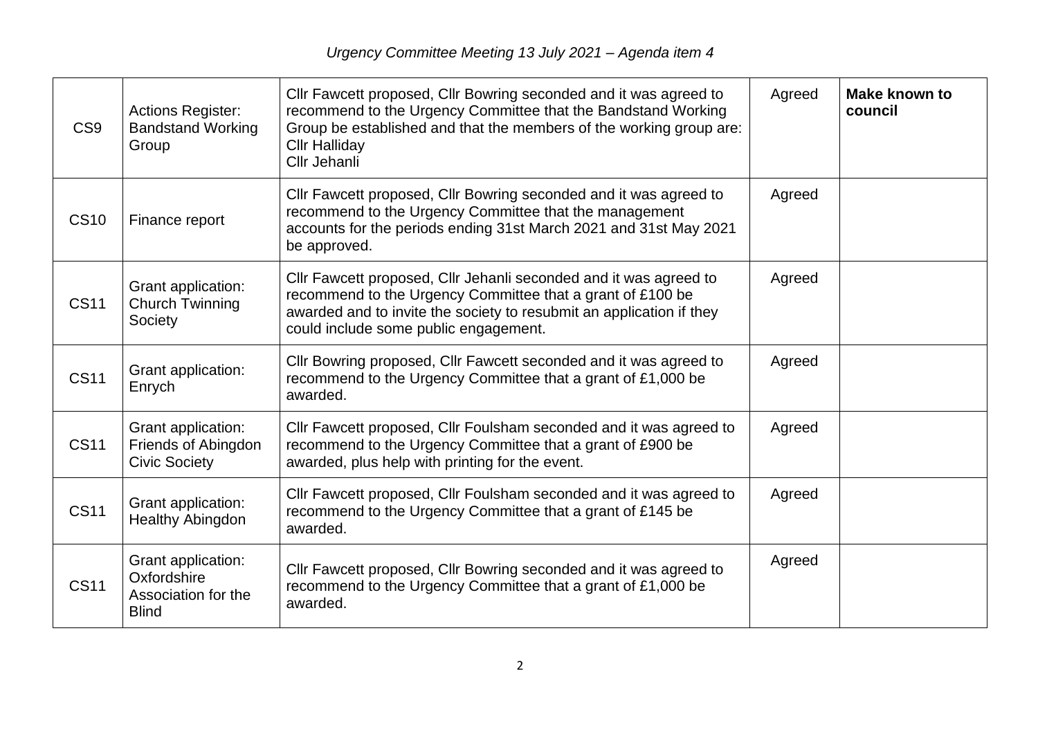| CS9 | Actions Register: Bandstand Working Group | Cllr Fawcett proposed, Cllr Bowring seconded and it was agreed to recommend to the Urgency Committee that the Bandstand Working Group be established and that the members of the working group are:<br>Cllr Halliday<br>Cllr Jehanli | Agreed | **Make known to council** |
|---|---|---|---|---|
| CS10 | Finance report | Cllr Fawcett proposed, Cllr Bowring seconded and it was agreed to recommend to the Urgency Committee that the management accounts for the periods ending 31st March 2021 and 31st May 2021 be approved. | Agreed | |
| CS11 | Grant application: Church Twinning Society | Cllr Fawcett proposed, Cllr Jehanli seconded and it was agreed to recommend to the Urgency Committee that a grant of £100 be awarded and to invite the society to resubmit an application if they could include some public engagement. | Agreed | |
| CS11 | Grant application: Enrych | Cllr Bowring proposed, Cllr Fawcett seconded and it was agreed to recommend to the Urgency Committee that a grant of £1,000 be awarded. | Agreed | |
| CS11 | Grant application: Friends of Abingdon Civic Society | Cllr Fawcett proposed, Cllr Foulsham seconded and it was agreed to recommend to the Urgency Committee that a grant of £900 be awarded, plus help with printing for the event. | Agreed | |
| CS11 | Grant application: Healthy Abingdon | Cllr Fawcett proposed, Cllr Foulsham seconded and it was agreed to recommend to the Urgency Committee that a grant of £145 be awarded. | Agreed | |
| CS11 | Grant application: Oxfordshire Association for the Blind | Cllr Fawcett proposed, Cllr Bowring seconded and it was agreed to recommend to the Urgency Committee that a grant of £1,000 be awarded. | Agreed | |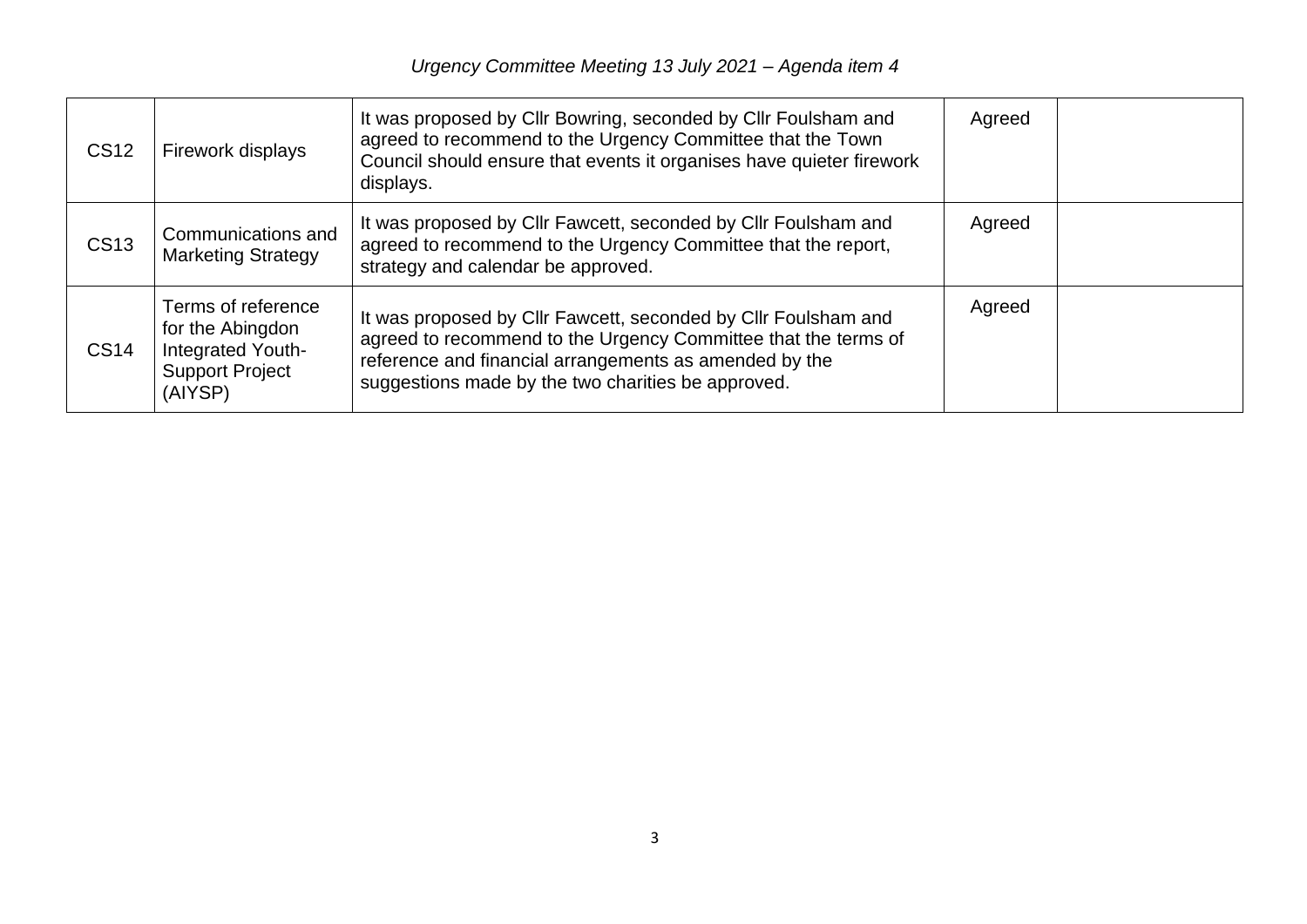| | | | | |
|---|---|---|---|---|
| CS12 | Firework displays | It was proposed by Cllr Bowring, seconded by Cllr Foulsham and agreed to recommend to the Urgency Committee that the Town Council should ensure that events it organises have quieter firework displays. | Agreed | |
| CS13 | Communications and Marketing Strategy | It was proposed by Cllr Fawcett, seconded by Cllr Foulsham and agreed to recommend to the Urgency Committee that the report, strategy and calendar be approved. | Agreed | |
| CS14 | Terms of reference for the Abingdon Integrated Youth-Support Project (AIYSP) | It was proposed by Cllr Fawcett, seconded by Cllr Foulsham and agreed to recommend to the Urgency Committee that the terms of reference and financial arrangements as amended by the suggestions made by the two charities be approved. | Agreed | |